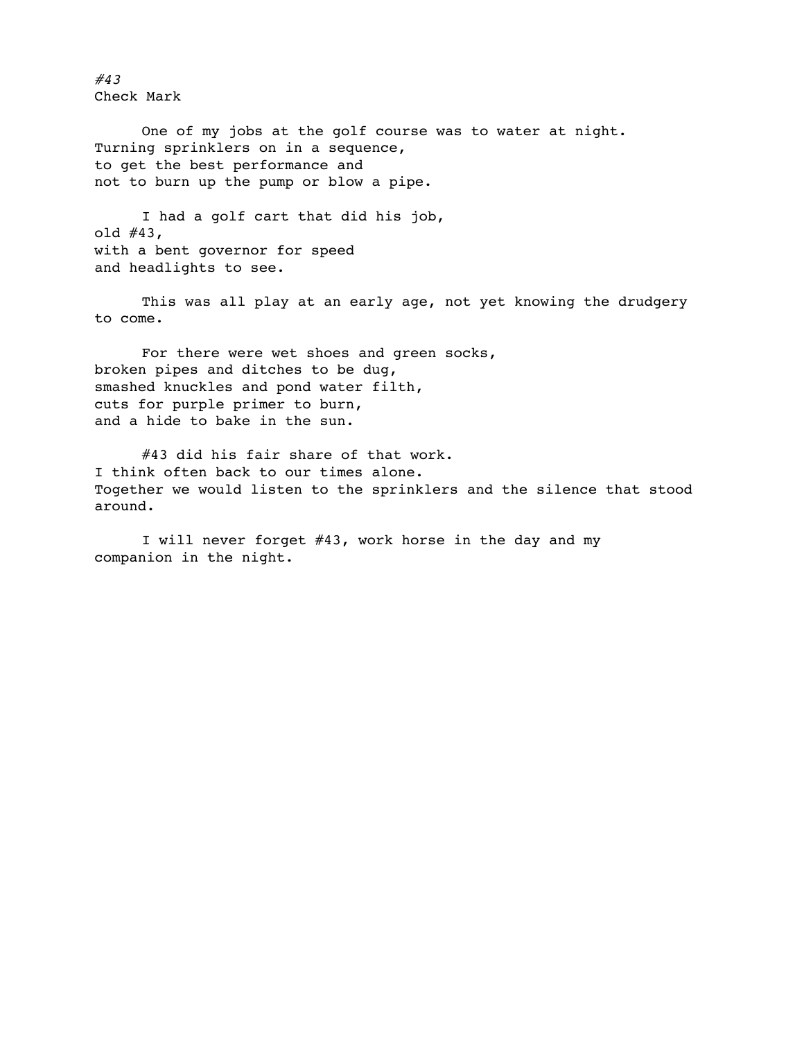*#43*

Check Mark

One of my jobs at the golf course was to water at night.
Turning sprinklers on in a sequence,
to get the best performance and
not to burn up the pump or blow a pipe.

I had a golf cart that did his job,
old #43,
with a bent governor for speed
and headlights to see.

This was all play at an early age, not yet knowing the drudgery to come.

For there were wet shoes and green socks,
broken pipes and ditches to be dug,
smashed knuckles and pond water filth,
cuts for purple primer to burn,
and a hide to bake in the sun.

#43 did his fair share of that work.
I think often back to our times alone.
Together we would listen to the sprinklers and the silence that stood around.

I will never forget #43, work horse in the day and my companion in the night.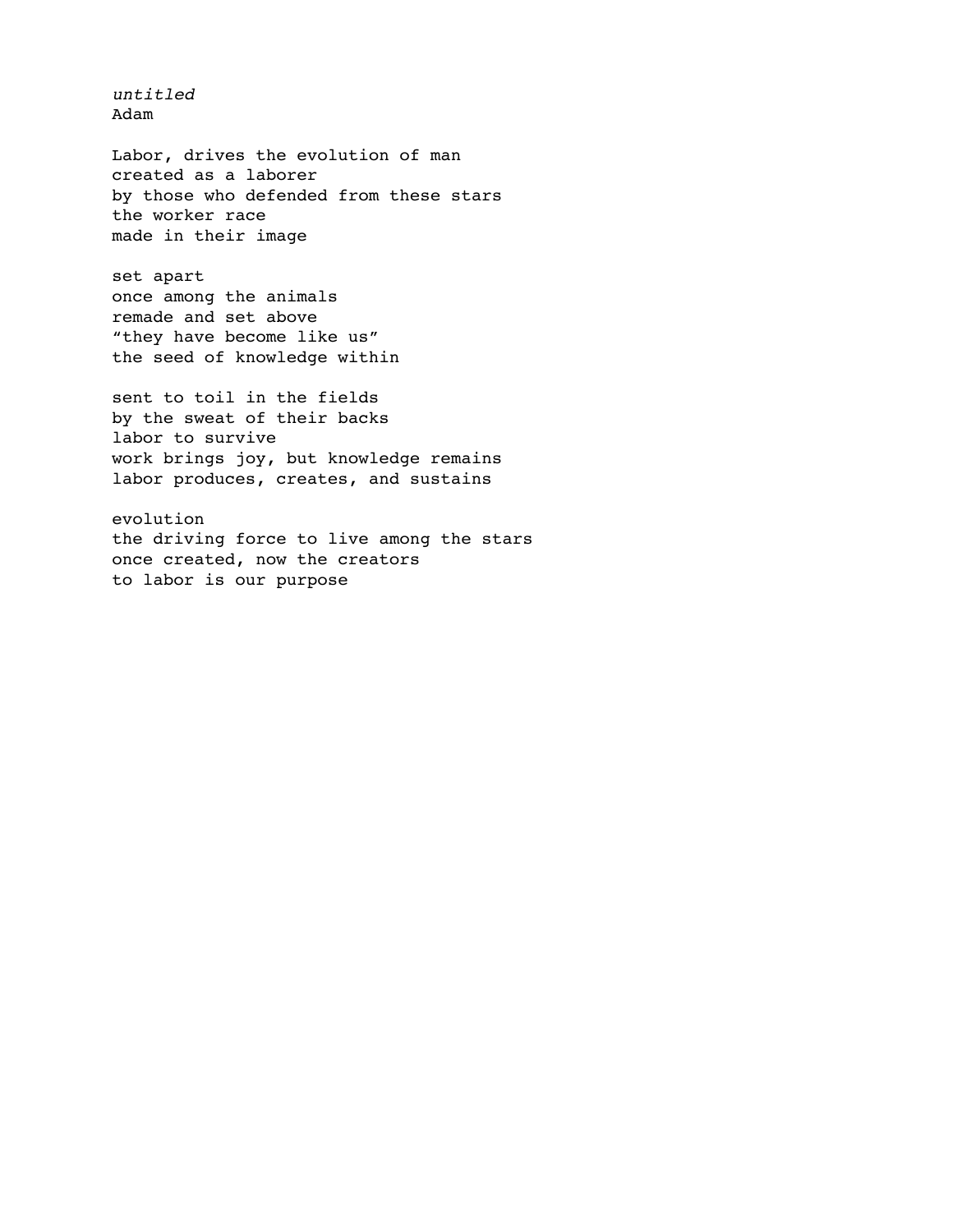*untitled*
Adam

Labor, drives the evolution of man
created as a laborer
by those who defended from these stars
the worker race
made in their image

set apart
once among the animals
remade and set above
“they have become like us”
the seed of knowledge within

sent to toil in the fields
by the sweat of their backs
labor to survive
work brings joy, but knowledge remains
labor produces, creates, and sustains

evolution
the driving force to live among the stars
once created, now the creators
to labor is our purpose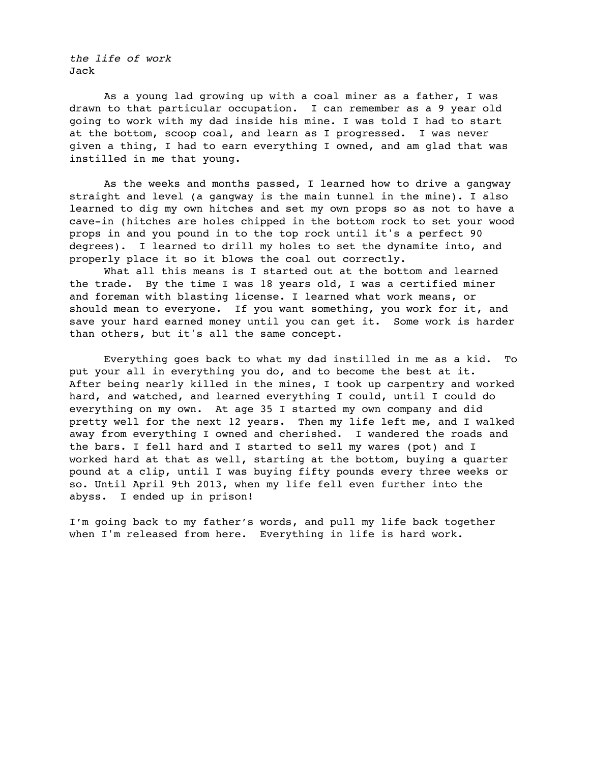*the life of work*
Jack

As a young lad growing up with a coal miner as a father, I was drawn to that particular occupation. I can remember as a 9 year old going to work with my dad inside his mine. I was told I had to start at the bottom, scoop coal, and learn as I progressed. I was never given a thing, I had to earn everything I owned, and am glad that was instilled in me that young.

As the weeks and months passed, I learned how to drive a gangway straight and level (a gangway is the main tunnel in the mine). I also learned to dig my own hitches and set my own props so as not to have a cave-in (hitches are holes chipped in the bottom rock to set your wood props in and you pound in to the top rock until it's a perfect 90 degrees). I learned to drill my holes to set the dynamite into, and properly place it so it blows the coal out correctly.

What all this means is I started out at the bottom and learned the trade. By the time I was 18 years old, I was a certified miner and foreman with blasting license. I learned what work means, or should mean to everyone. If you want something, you work for it, and save your hard earned money until you can get it. Some work is harder than others, but it's all the same concept.

Everything goes back to what my dad instilled in me as a kid. To put your all in everything you do, and to become the best at it. After being nearly killed in the mines, I took up carpentry and worked hard, and watched, and learned everything I could, until I could do everything on my own. At age 35 I started my own company and did pretty well for the next 12 years. Then my life left me, and I walked away from everything I owned and cherished. I wandered the roads and the bars. I fell hard and I started to sell my wares (pot) and I worked hard at that as well, starting at the bottom, buying a quarter pound at a clip, until I was buying fifty pounds every three weeks or so. Until April 9th 2013, when my life fell even further into the abyss. I ended up in prison!

I'm going back to my father's words, and pull my life back together when I'm released from here. Everything in life is hard work.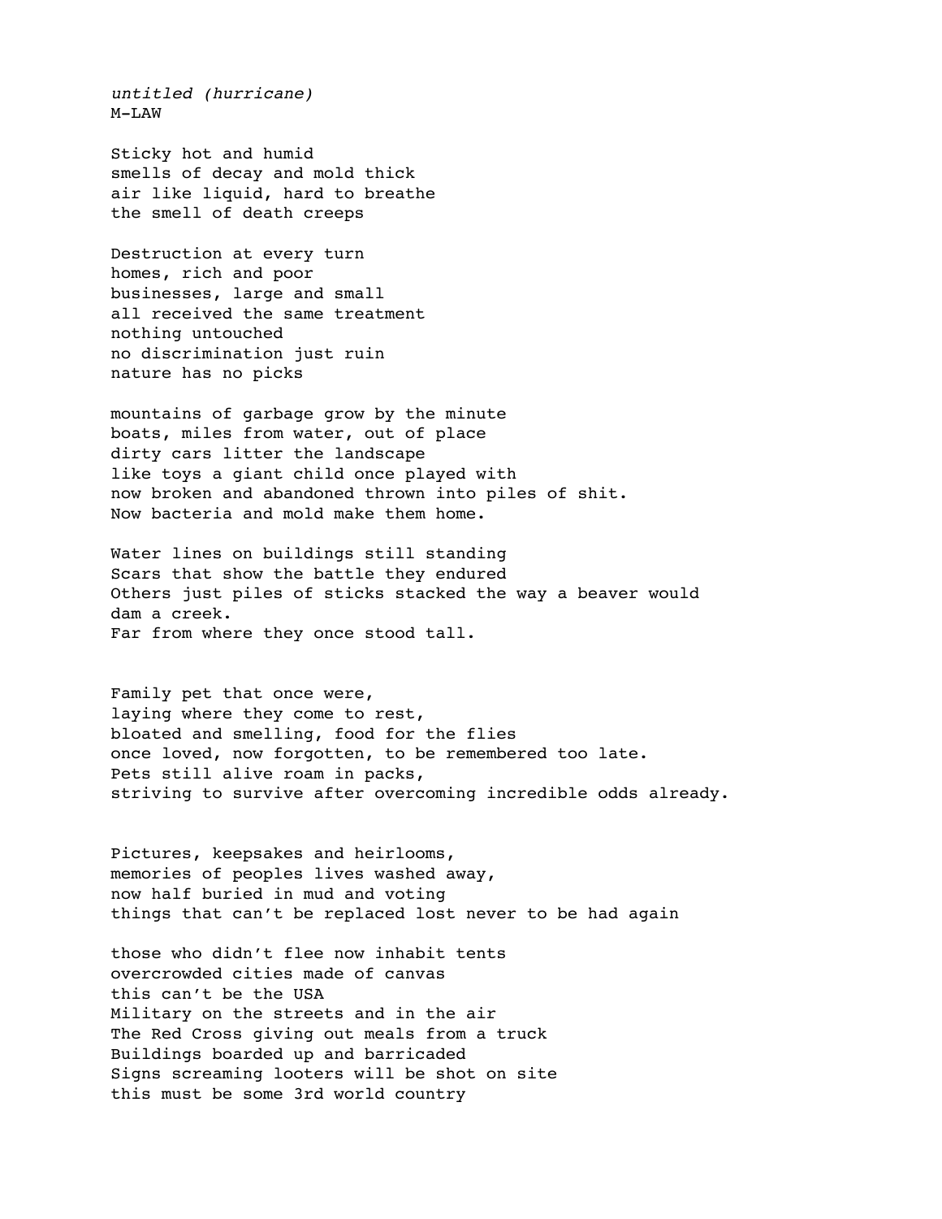*untitled (hurricane)*
M-LAW

Sticky hot and humid
smells of decay and mold thick
air like liquid, hard to breathe
the smell of death creeps

Destruction at every turn
homes, rich and poor
businesses, large and small
all received the same treatment
nothing untouched
no discrimination just ruin
nature has no picks

mountains of garbage grow by the minute
boats, miles from water, out of place
dirty cars litter the landscape
like toys a giant child once played with
now broken and abandoned thrown into piles of shit.
Now bacteria and mold make them home.

Water lines on buildings still standing
Scars that show the battle they endured
Others just piles of sticks stacked the way a beaver would
dam a creek.
Far from where they once stood tall.

Family pet that once were,
laying where they come to rest,
bloated and smelling, food for the flies
once loved, now forgotten, to be remembered too late.
Pets still alive roam in packs,
striving to survive after overcoming incredible odds already.

Pictures, keepsakes and heirlooms,
memories of peoples lives washed away,
now half buried in mud and voting
things that can't be replaced lost never to be had again

those who didn't flee now inhabit tents
overcrowded cities made of canvas
this can't be the USA
Military on the streets and in the air
The Red Cross giving out meals from a truck
Buildings boarded up and barricaded
Signs screaming looters will be shot on site
this must be some 3rd world country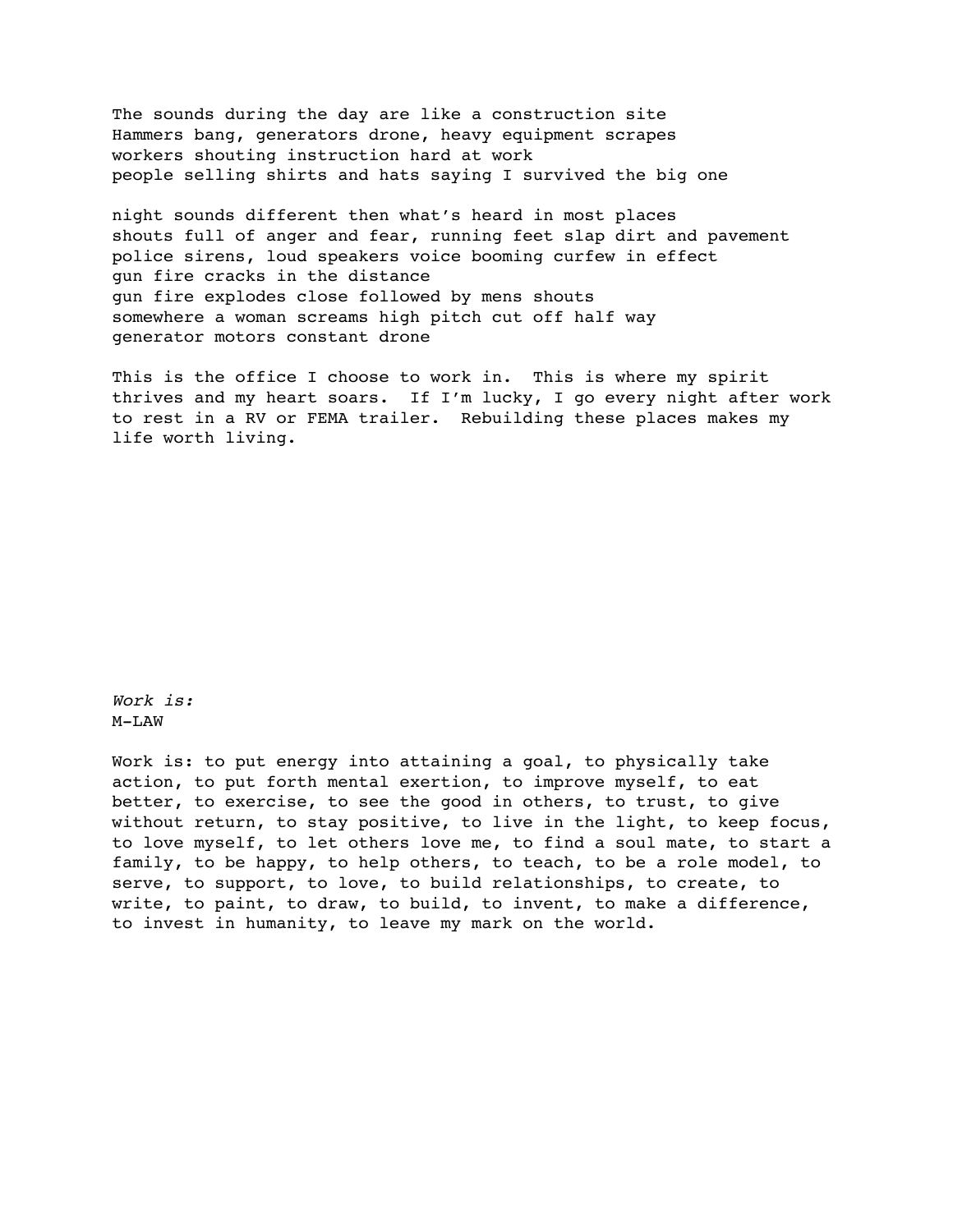The sounds during the day are like a construction site
Hammers bang, generators drone, heavy equipment scrapes
workers shouting instruction hard at work
people selling shirts and hats saying I survived the big one

night sounds different then what's heard in most places
shouts full of anger and fear, running feet slap dirt and pavement
police sirens, loud speakers voice booming curfew in effect
gun fire cracks in the distance
gun fire explodes close followed by mens shouts
somewhere a woman screams high pitch cut off half way
generator motors constant drone

This is the office I choose to work in. This is where my spirit thrives and my heart soars. If I'm lucky, I go every night after work to rest in a RV or FEMA trailer. Rebuilding these places makes my life worth living.

*Work is:*
M-LAW

Work is: to put energy into attaining a goal, to physically take action, to put forth mental exertion, to improve myself, to eat better, to exercise, to see the good in others, to trust, to give without return, to stay positive, to live in the light, to keep focus, to love myself, to let others love me, to find a soul mate, to start a family, to be happy, to help others, to teach, to be a role model, to serve, to support, to love, to build relationships, to create, to write, to paint, to draw, to build, to invent, to make a difference, to invest in humanity, to leave my mark on the world.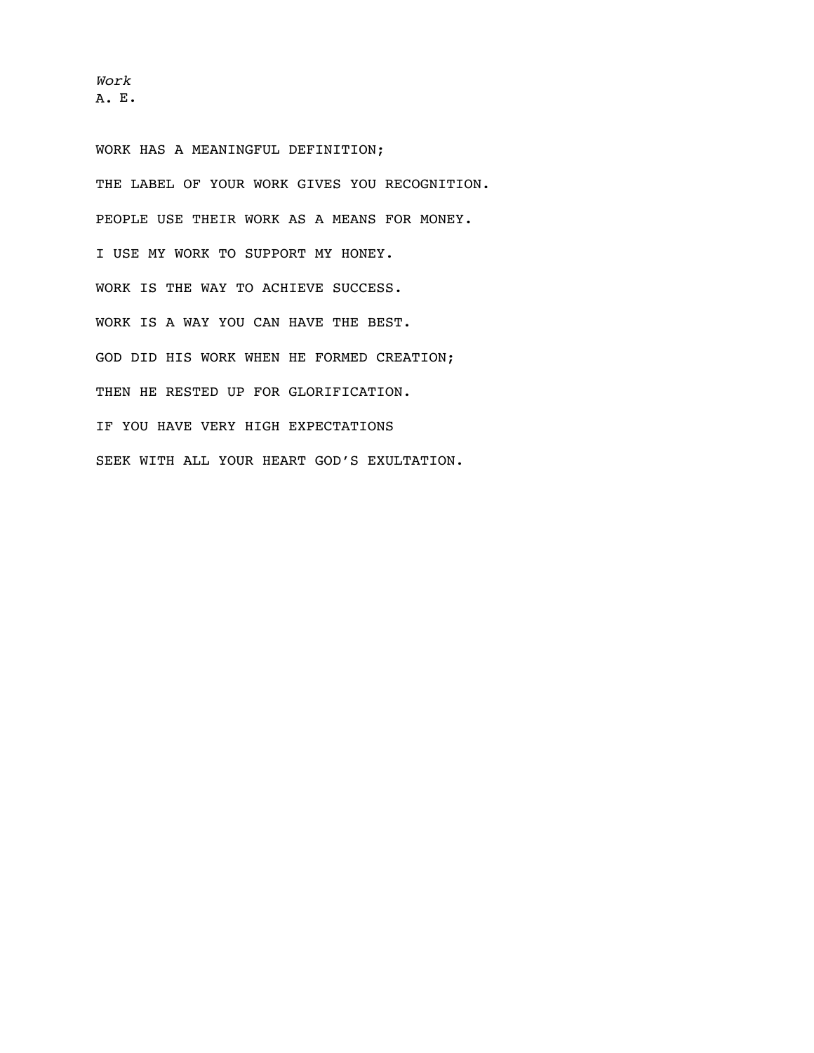*Work*
A. E.

WORK HAS A MEANINGFUL DEFINITION;

THE LABEL OF YOUR WORK GIVES YOU RECOGNITION.

PEOPLE USE THEIR WORK AS A MEANS FOR MONEY.

I USE MY WORK TO SUPPORT MY HONEY.

WORK IS THE WAY TO ACHIEVE SUCCESS.

WORK IS A WAY YOU CAN HAVE THE BEST.

GOD DID HIS WORK WHEN HE FORMED CREATION;

THEN HE RESTED UP FOR GLORIFICATION.

IF YOU HAVE VERY HIGH EXPECTATIONS

SEEK WITH ALL YOUR HEART GOD'S EXULTATION.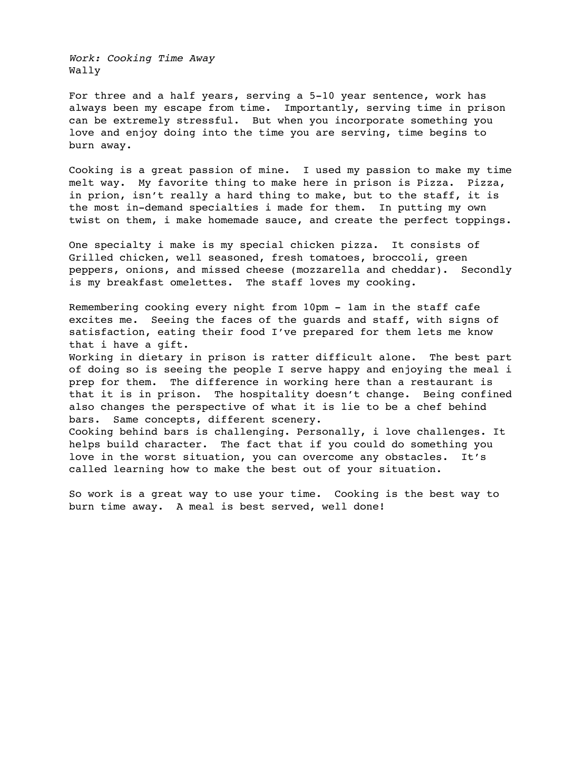*Work: Cooking Time Away*
Wally

For three and a half years, serving a 5-10 year sentence, work has always been my escape from time. Importantly, serving time in prison can be extremely stressful. But when you incorporate something you love and enjoy doing into the time you are serving, time begins to burn away.

Cooking is a great passion of mine. I used my passion to make my time melt way. My favorite thing to make here in prison is Pizza. Pizza, in prion, isn't really a hard thing to make, but to the staff, it is the most in-demand specialties i made for them. In putting my own twist on them, i make homemade sauce, and create the perfect toppings.

One specialty i make is my special chicken pizza. It consists of Grilled chicken, well seasoned, fresh tomatoes, broccoli, green peppers, onions, and missed cheese (mozzarella and cheddar). Secondly is my breakfast omelettes. The staff loves my cooking.

Remembering cooking every night from 10pm - 1am in the staff cafe excites me. Seeing the faces of the guards and staff, with signs of satisfaction, eating their food I've prepared for them lets me know that i have a gift.
Working in dietary in prison is ratter difficult alone. The best part of doing so is seeing the people I serve happy and enjoying the meal i prep for them. The difference in working here than a restaurant is that it is in prison. The hospitality doesn't change. Being confined also changes the perspective of what it is lie to be a chef behind bars. Same concepts, different scenery.
Cooking behind bars is challenging. Personally, i love challenges. It helps build character. The fact that if you could do something you love in the worst situation, you can overcome any obstacles. It's called learning how to make the best out of your situation.

So work is a great way to use your time. Cooking is the best way to burn time away. A meal is best served, well done!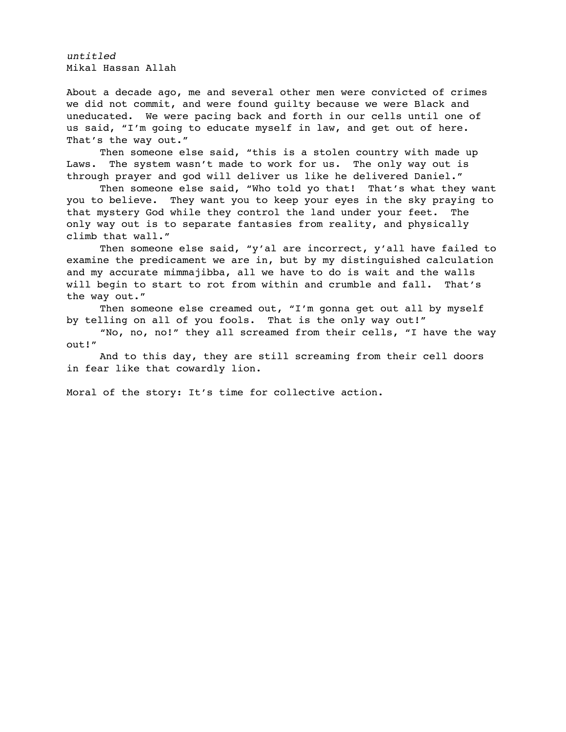*untitled*
Mikal Hassan Allah

About a decade ago, me and several other men were convicted of crimes we did not commit, and were found guilty because we were Black and uneducated. We were pacing back and forth in our cells until one of us said, "I'm going to educate myself in law, and get out of here. That's the way out."

Then someone else said, "this is a stolen country with made up Laws. The system wasn't made to work for us. The only way out is through prayer and god will deliver us like he delivered Daniel."

Then someone else said, "Who told yo that! That's what they want you to believe. They want you to keep your eyes in the sky praying to that mystery God while they control the land under your feet. The only way out is to separate fantasies from reality, and physically climb that wall."

Then someone else said, "y'al are incorrect, y'all have failed to examine the predicament we are in, but by my distinguished calculation and my accurate mimmajibba, all we have to do is wait and the walls will begin to start to rot from within and crumble and fall. That's the way out."

Then someone else creamed out, "I'm gonna get out all by myself by telling on all of you fools. That is the only way out!"

"No, no, no!" they all screamed from their cells, "I have the way out!"

And to this day, they are still screaming from their cell doors in fear like that cowardly lion.

Moral of the story: It's time for collective action.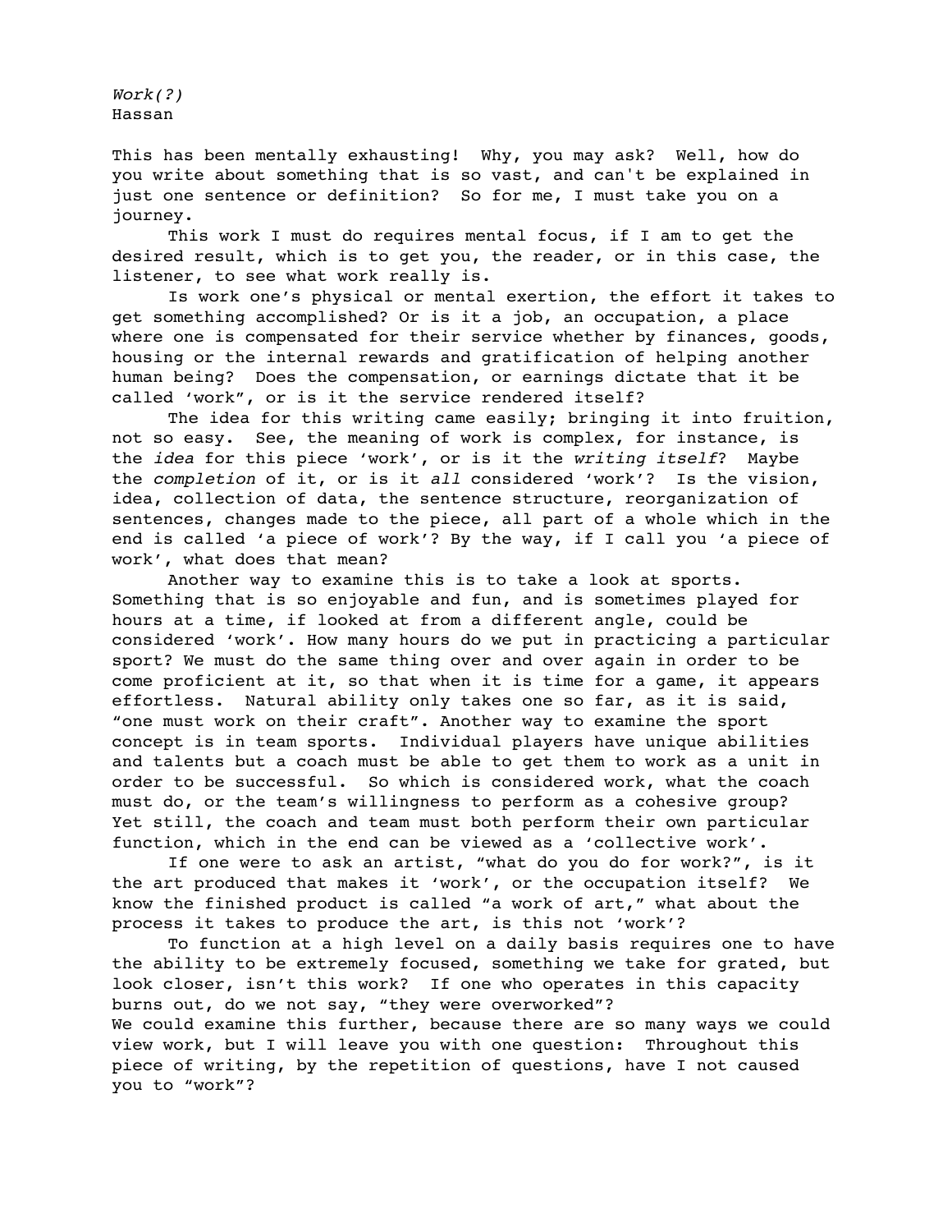*Work(?)*
Hassan

This has been mentally exhausting! Why, you may ask? Well, how do you write about something that is so vast, and can't be explained in just one sentence or definition? So for me, I must take you on a journey.

This work I must do requires mental focus, if I am to get the desired result, which is to get you, the reader, or in this case, the listener, to see what work really is.

Is work one's physical or mental exertion, the effort it takes to get something accomplished? Or is it a job, an occupation, a place where one is compensated for their service whether by finances, goods, housing or the internal rewards and gratification of helping another human being? Does the compensation, or earnings dictate that it be called 'work", or is it the service rendered itself?

The idea for this writing came easily; bringing it into fruition, not so easy. See, the meaning of work is complex, for instance, is the *idea* for this piece 'work', or is it the *writing itself*? Maybe the *completion* of it, or is it *all* considered 'work'? Is the vision, idea, collection of data, the sentence structure, reorganization of sentences, changes made to the piece, all part of a whole which in the end is called 'a piece of work'? By the way, if I call you 'a piece of work', what does that mean?

Another way to examine this is to take a look at sports. Something that is so enjoyable and fun, and is sometimes played for hours at a time, if looked at from a different angle, could be considered 'work'. How many hours do we put in practicing a particular sport? We must do the same thing over and over again in order to be come proficient at it, so that when it is time for a game, it appears effortless. Natural ability only takes one so far, as it is said, "one must work on their craft". Another way to examine the sport concept is in team sports. Individual players have unique abilities and talents but a coach must be able to get them to work as a unit in order to be successful. So which is considered work, what the coach must do, or the team's willingness to perform as a cohesive group? Yet still, the coach and team must both perform their own particular function, which in the end can be viewed as a 'collective work'.

If one were to ask an artist, "what do you do for work?", is it the art produced that makes it 'work', or the occupation itself? We know the finished product is called "a work of art," what about the process it takes to produce the art, is this not 'work'?

To function at a high level on a daily basis requires one to have the ability to be extremely focused, something we take for grated, but look closer, isn't this work? If one who operates in this capacity burns out, do we not say, "they were overworked"?

We could examine this further, because there are so many ways we could view work, but I will leave you with one question: Throughout this piece of writing, by the repetition of questions, have I not caused you to "work"?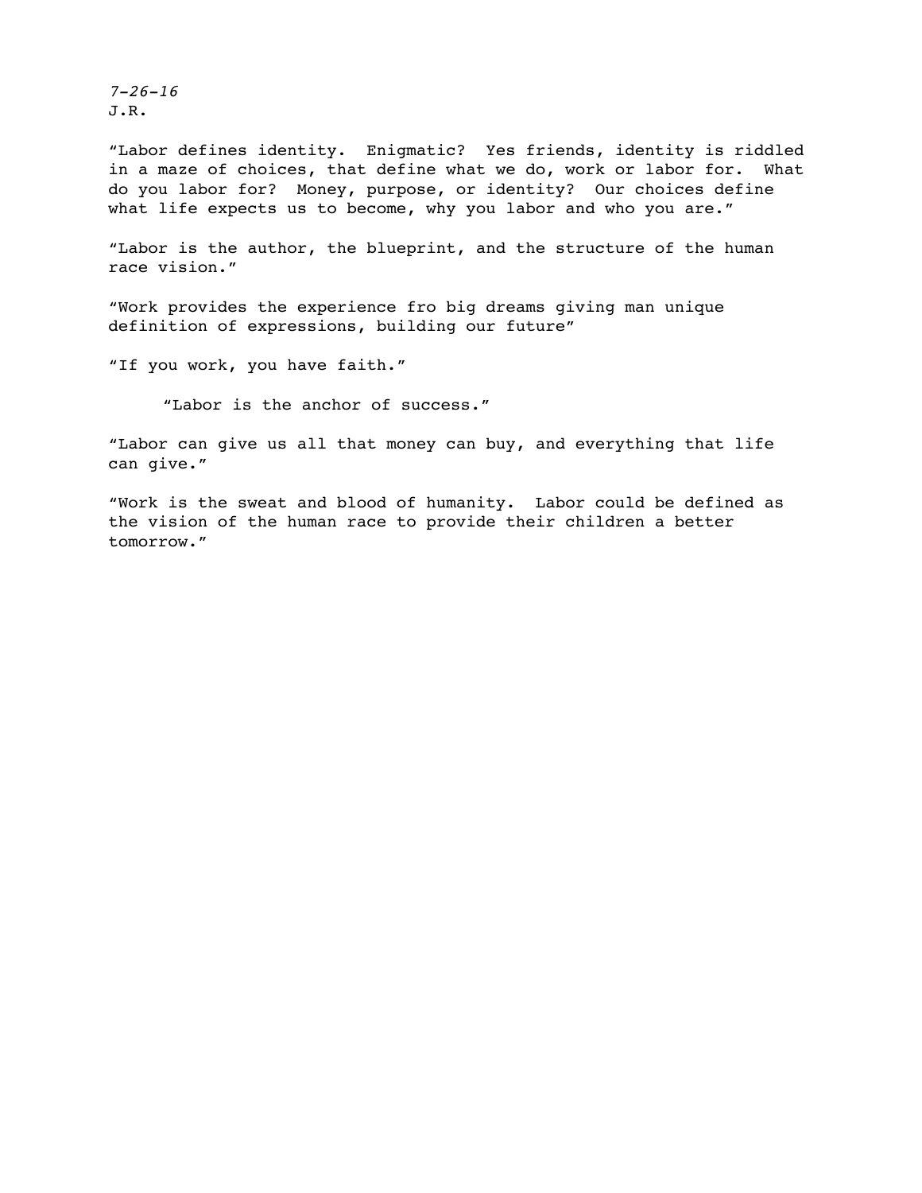*7-26-16*
J.R.

“Labor defines identity. Enigmatic? Yes friends, identity is riddled in a maze of choices, that define what we do, work or labor for. What do you labor for? Money, purpose, or identity? Our choices define what life expects us to become, why you labor and who you are.”

“Labor is the author, the blueprint, and the structure of the human race vision.”

“Work provides the experience fro big dreams giving man unique definition of expressions, building our future”

“If you work, you have faith.”

“Labor is the anchor of success.”

“Labor can give us all that money can buy, and everything that life can give.”

“Work is the sweat and blood of humanity. Labor could be defined as the vision of the human race to provide their children a better tomorrow.”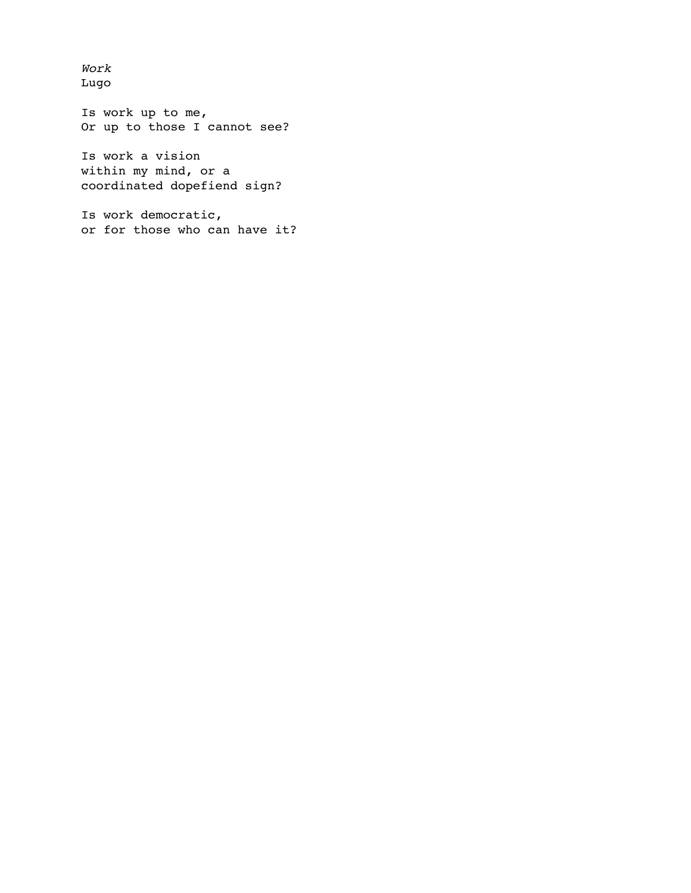*Work*
Lugo

Is work up to me,
Or up to those I cannot see?

Is work a vision
within my mind, or a
coordinated dopefiend sign?

Is work democratic,
or for those who can have it?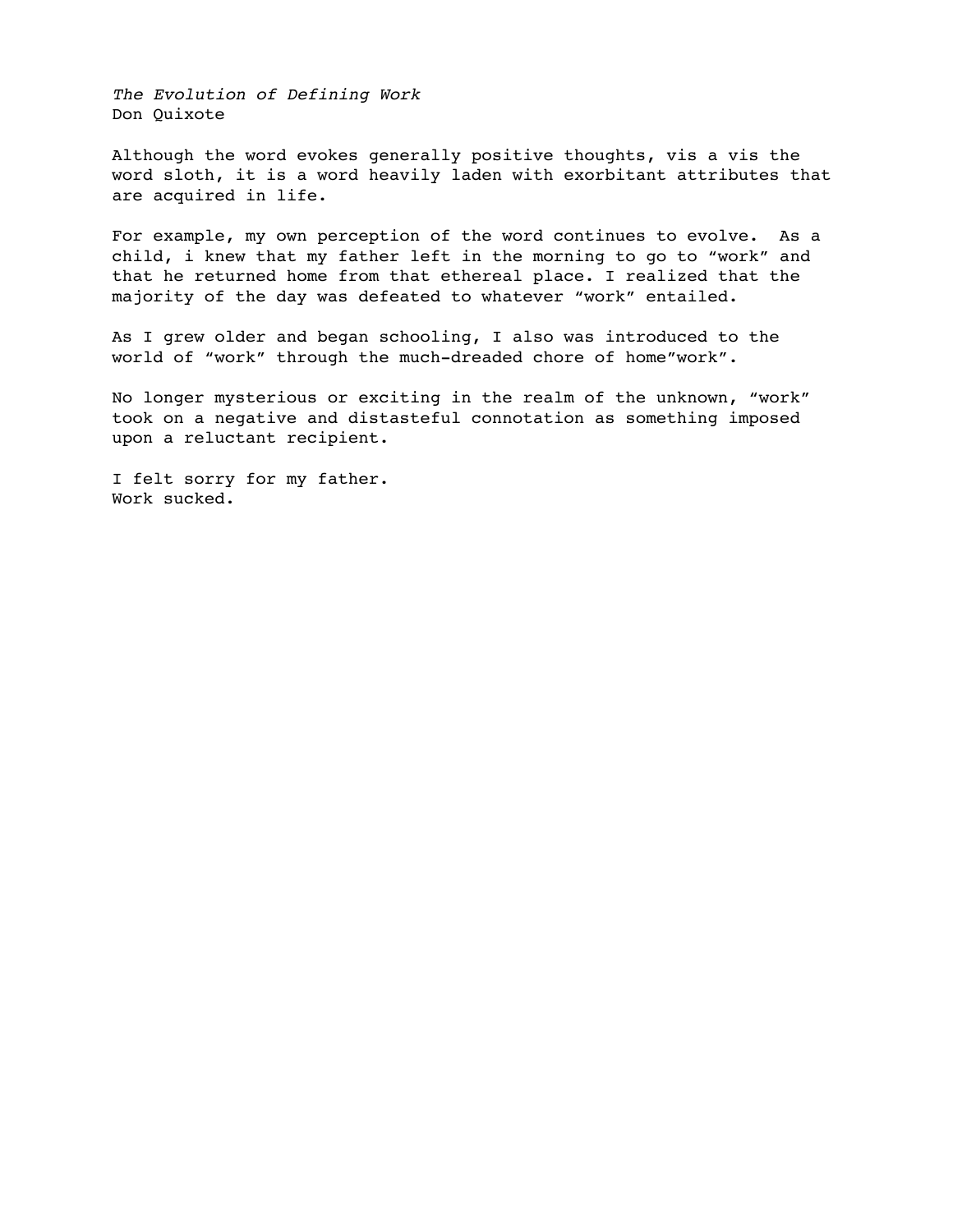*The Evolution of Defining Work*
Don Quixote

Although the word evokes generally positive thoughts, vis a vis the word sloth, it is a word heavily laden with exorbitant attributes that are acquired in life.

For example, my own perception of the word continues to evolve. As a child, i knew that my father left in the morning to go to "work" and that he returned home from that ethereal place. I realized that the majority of the day was defeated to whatever "work" entailed.

As I grew older and began schooling, I also was introduced to the world of "work" through the much-dreaded chore of home"work".

No longer mysterious or exciting in the realm of the unknown, "work" took on a negative and distasteful connotation as something imposed upon a reluctant recipient.

I felt sorry for my father.
Work sucked.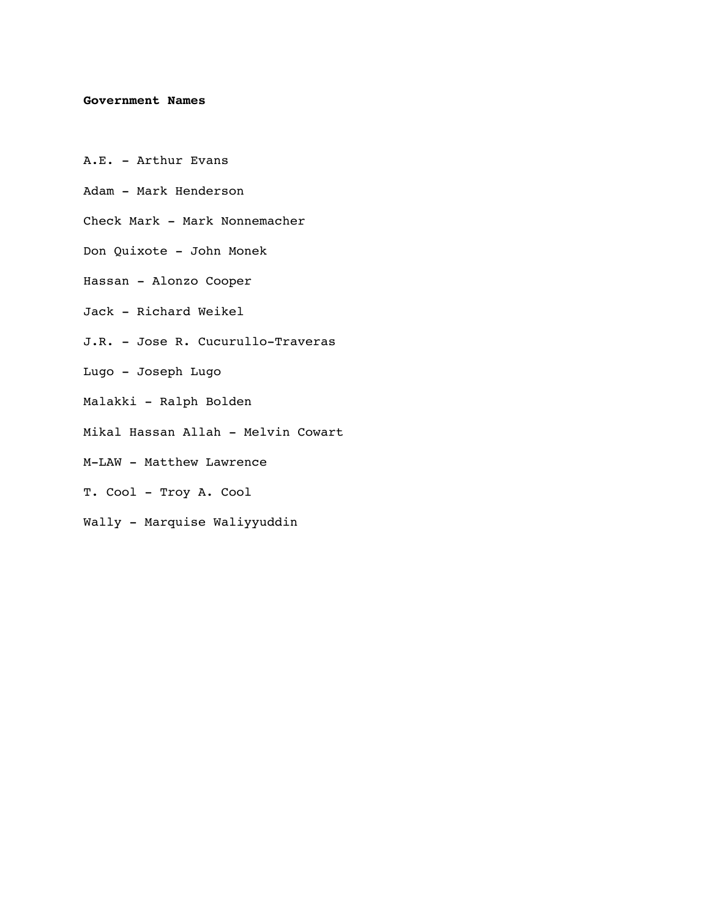**Government Names**

A.E. - Arthur Evans

Adam - Mark Henderson

Check Mark - Mark Nonnemacher

Don Quixote - John Monek

Hassan - Alonzo Cooper

Jack - Richard Weikel

J.R. - Jose R. Cucurullo-Traveras

Lugo - Joseph Lugo

Malakki - Ralph Bolden

Mikal Hassan Allah - Melvin Cowart

M-LAW - Matthew Lawrence

T. Cool - Troy A. Cool

Wally - Marquise Waliyyuddin